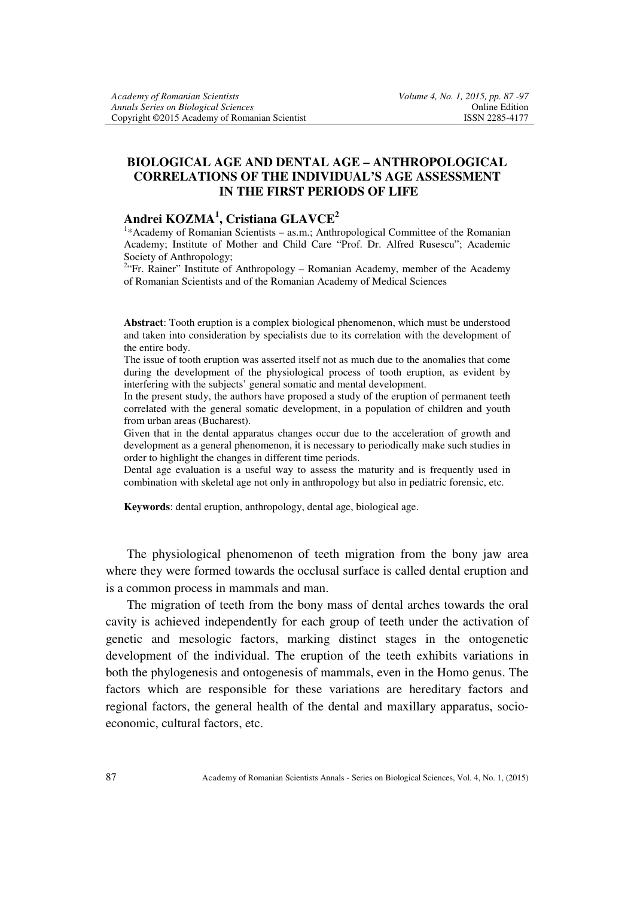# BIOLOGICAL AGE AND DENTAL AGE – ANTHROPOLOGICAL CORRELATIONS OF THE INDIVIDUAL'S AGE ASSESSMENT IN THE FIRST PERIODS OF LIFE

**Andrei KOZMA[1], Cristiana GLAVCE[2]**

[1]*Academy of Romanian Scientists – as.m.; Anthropological Committee of the Romanian Academy; Institute of Mother and Child Care "Prof. Dr. Alfred Rusescu"; Academic Society of Anthropology;

[2]"Fr. Rainer" Institute of Anthropology – Romanian Academy, member of the Academy of Romanian Scientists and of the Romanian Academy of Medical Sciences

**Abstract**: Tooth eruption is a complex biological phenomenon, which must be understood and taken into consideration by specialists due to its correlation with the development of the entire body.

The issue of tooth eruption was asserted itself not as much due to the anomalies that come during the development of the physiological process of tooth eruption, as evident by interfering with the subjects' general somatic and mental development.

In the present study, the authors have proposed a study of the eruption of permanent teeth correlated with the general somatic development, in a population of children and youth from urban areas (Bucharest).

Given that in the dental apparatus changes occur due to the acceleration of growth and development as a general phenomenon, it is necessary to periodically make such studies in order to highlight the changes in different time periods.

Dental age evaluation is a useful way to assess the maturity and is frequently used in combination with skeletal age not only in anthropology but also in pediatric forensic, etc.

**Keywords**: dental eruption, anthropology, dental age, biological age.

The physiological phenomenon of teeth migration from the bony jaw area where they were formed towards the occlusal surface is called dental eruption and is a common process in mammals and man.

The migration of teeth from the bony mass of dental arches towards the oral cavity is achieved independently for each group of teeth under the activation of genetic and mesologic factors, marking distinct stages in the ontogenetic development of the individual. The eruption of the teeth exhibits variations in both the phylogenesis and ontogenesis of mammals, even in the Homo genus. The factors which are responsible for these variations are hereditary factors and regional factors, the general health of the dental and maxillary apparatus, socio-economic, cultural factors, etc.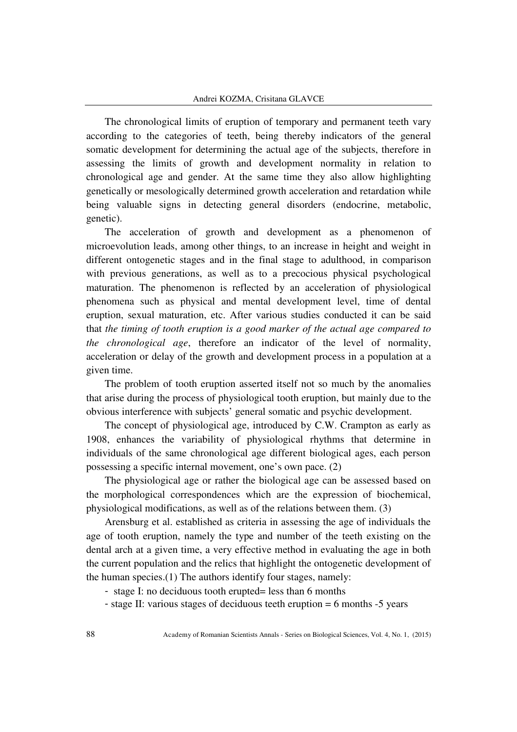The chronological limits of eruption of temporary and permanent teeth vary according to the categories of teeth, being thereby indicators of the general somatic development for determining the actual age of the subjects, therefore in assessing the limits of growth and development normality in relation to chronological age and gender. At the same time they also allow highlighting genetically or mesologically determined growth acceleration and retardation while being valuable signs in detecting general disorders (endocrine, metabolic, genetic).

The acceleration of growth and development as a phenomenon of microevolution leads, among other things, to an increase in height and weight in different ontogenetic stages and in the final stage to adulthood, in comparison with previous generations, as well as to a precocious physical psychological maturation. The phenomenon is reflected by an acceleration of physiological phenomena such as physical and mental development level, time of dental eruption, sexual maturation, etc. After various studies conducted it can be said that *the timing of tooth eruption is a good marker of the actual age compared to the chronological age*, therefore an indicator of the level of normality, acceleration or delay of the growth and development process in a population at a given time.

The problem of tooth eruption asserted itself not so much by the anomalies that arise during the process of physiological tooth eruption, but mainly due to the obvious interference with subjects' general somatic and psychic development.

The concept of physiological age, introduced by C.W. Crampton as early as 1908, enhances the variability of physiological rhythms that determine in individuals of the same chronological age different biological ages, each person possessing a specific internal movement, one's own pace. (2)

The physiological age or rather the biological age can be assessed based on the morphological correspondences which are the expression of biochemical, physiological modifications, as well as of the relations between them. (3)

Arensburg et al. established as criteria in assessing the age of individuals the age of tooth eruption, namely the type and number of the teeth existing on the dental arch at a given time, a very effective method in evaluating the age in both the current population and the relics that highlight the ontogenetic development of the human species.(1) The authors identify four stages, namely:

- stage I: no deciduous tooth erupted= less than 6 months
- stage II: various stages of deciduous teeth eruption = 6 months -5 years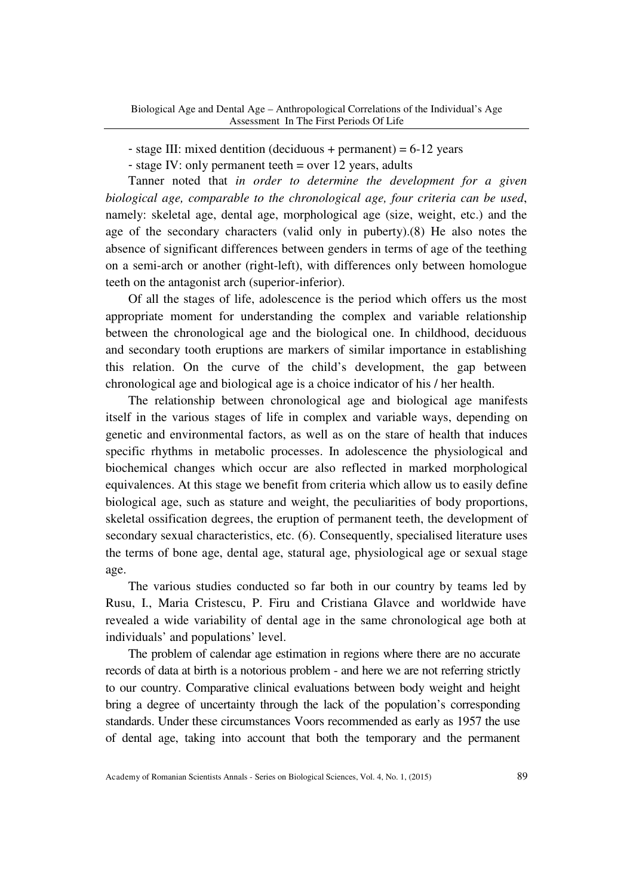- stage III: mixed dentition (deciduous + permanent) = 6-12 years
- stage IV: only permanent teeth = over 12 years, adults

Tanner noted that *in order to determine the development for a given biological age, comparable to the chronological age, four criteria can be used*, namely: skeletal age, dental age, morphological age (size, weight, etc.) and the age of the secondary characters (valid only in puberty).(8) He also notes the absence of significant differences between genders in terms of age of the teething on a semi-arch or another (right-left), with differences only between homologue teeth on the antagonist arch (superior-inferior).

Of all the stages of life, adolescence is the period which offers us the most appropriate moment for understanding the complex and variable relationship between the chronological age and the biological one. In childhood, deciduous and secondary tooth eruptions are markers of similar importance in establishing this relation. On the curve of the child's development, the gap between chronological age and biological age is a choice indicator of his / her health.

The relationship between chronological age and biological age manifests itself in the various stages of life in complex and variable ways, depending on genetic and environmental factors, as well as on the stare of health that induces specific rhythms in metabolic processes. In adolescence the physiological and biochemical changes which occur are also reflected in marked morphological equivalences. At this stage we benefit from criteria which allow us to easily define biological age, such as stature and weight, the peculiarities of body proportions, skeletal ossification degrees, the eruption of permanent teeth, the development of secondary sexual characteristics, etc. (6). Consequently, specialised literature uses the terms of bone age, dental age, statural age, physiological age or sexual stage age.

The various studies conducted so far both in our country by teams led by Rusu, I., Maria Cristescu, P. Firu and Cristiana Glavce and worldwide have revealed a wide variability of dental age in the same chronological age both at individuals' and populations' level.

The problem of calendar age estimation in regions where there are no accurate records of data at birth is a notorious problem - and here we are not referring strictly to our country. Comparative clinical evaluations between body weight and height bring a degree of uncertainty through the lack of the population's corresponding standards. Under these circumstances Voors recommended as early as 1957 the use of dental age, taking into account that both the temporary and the permanent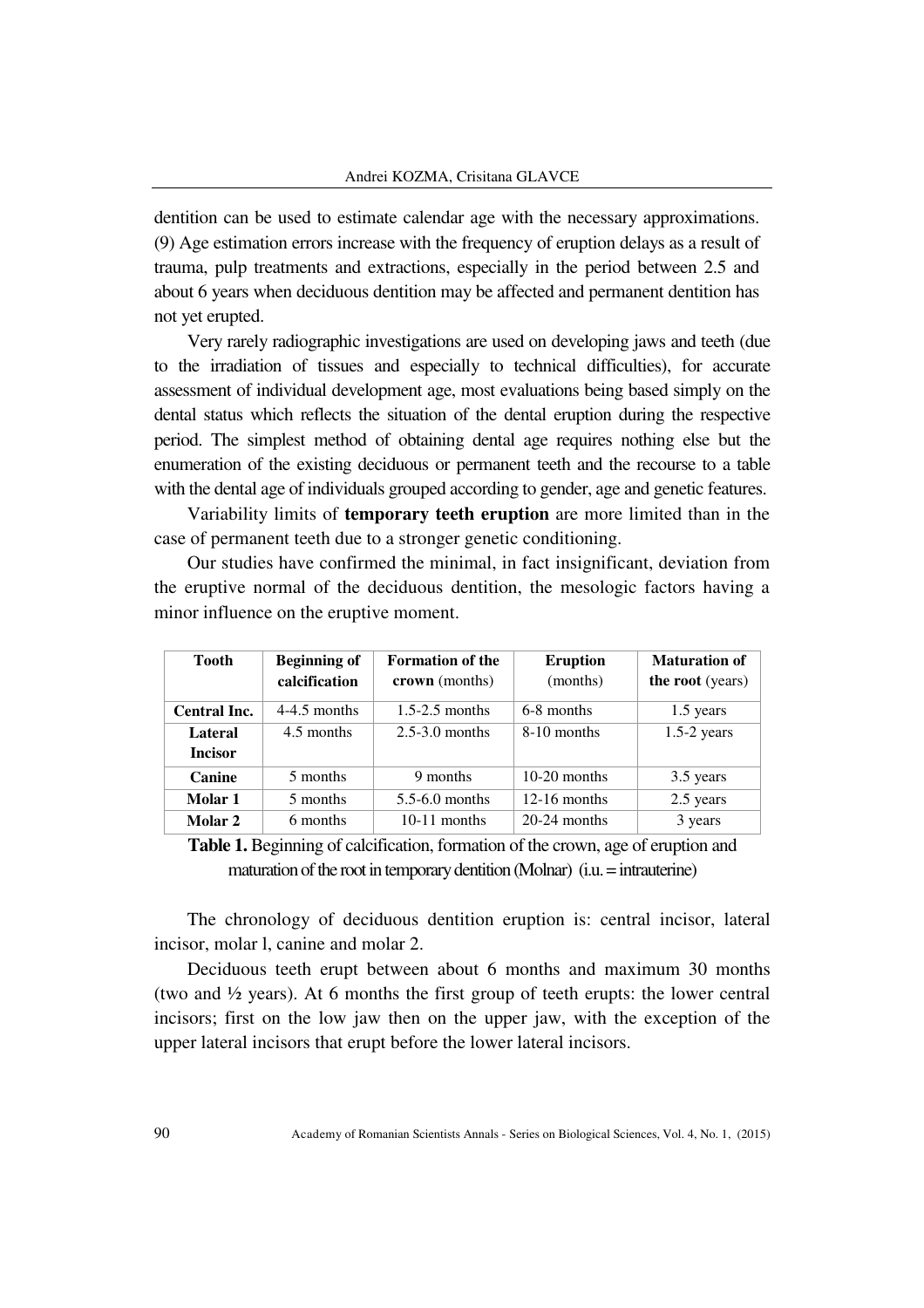dentition can be used to estimate calendar age with the necessary approximations. (9) Age estimation errors increase with the frequency of eruption delays as a result of trauma, pulp treatments and extractions, especially in the period between 2.5 and about 6 years when deciduous dentition may be affected and permanent dentition has not yet erupted.

Very rarely radiographic investigations are used on developing jaws and teeth (due to the irradiation of tissues and especially to technical difficulties), for accurate assessment of individual development age, most evaluations being based simply on the dental status which reflects the situation of the dental eruption during the respective period. The simplest method of obtaining dental age requires nothing else but the enumeration of the existing deciduous or permanent teeth and the recourse to a table with the dental age of individuals grouped according to gender, age and genetic features.

Variability limits of **temporary teeth eruption** are more limited than in the case of permanent teeth due to a stronger genetic conditioning.

Our studies have confirmed the minimal, in fact insignificant, deviation from the eruptive normal of the deciduous dentition, the mesologic factors having a minor influence on the eruptive moment.

| **Tooth** | **Beginning of calcification** | **Formation of the crown** (months) | **Eruption** (months) | **Maturation of the root** (years) |
|---|---|---|---|---|
| **Central Inc.** | 4-4.5 months | 1.5-2.5 months | 6-8 months | 1.5 years |
| **Lateral Incisor** | 4.5 months | 2.5-3.0 months | 8-10 months | 1.5-2 years |
| **Canine** | 5 months | 9 months | 10-20 months | 3.5 years |
| **Molar 1** | 5 months | 5.5-6.0 months | 12-16 months | 2.5 years |
| **Molar 2** | 6 months | 10-11 months | 20-24 months | 3 years |

**Table 1.** Beginning of calcification, formation of the crown, age of eruption and maturation of the root in temporary dentition (Molnar) (i.u. = intrauterine)

The chronology of deciduous dentition eruption is: central incisor, lateral incisor, molar l, canine and molar 2.

Deciduous teeth erupt between about 6 months and maximum 30 months (two and ½ years). At 6 months the first group of teeth erupts: the lower central incisors; first on the low jaw then on the upper jaw, with the exception of the upper lateral incisors that erupt before the lower lateral incisors.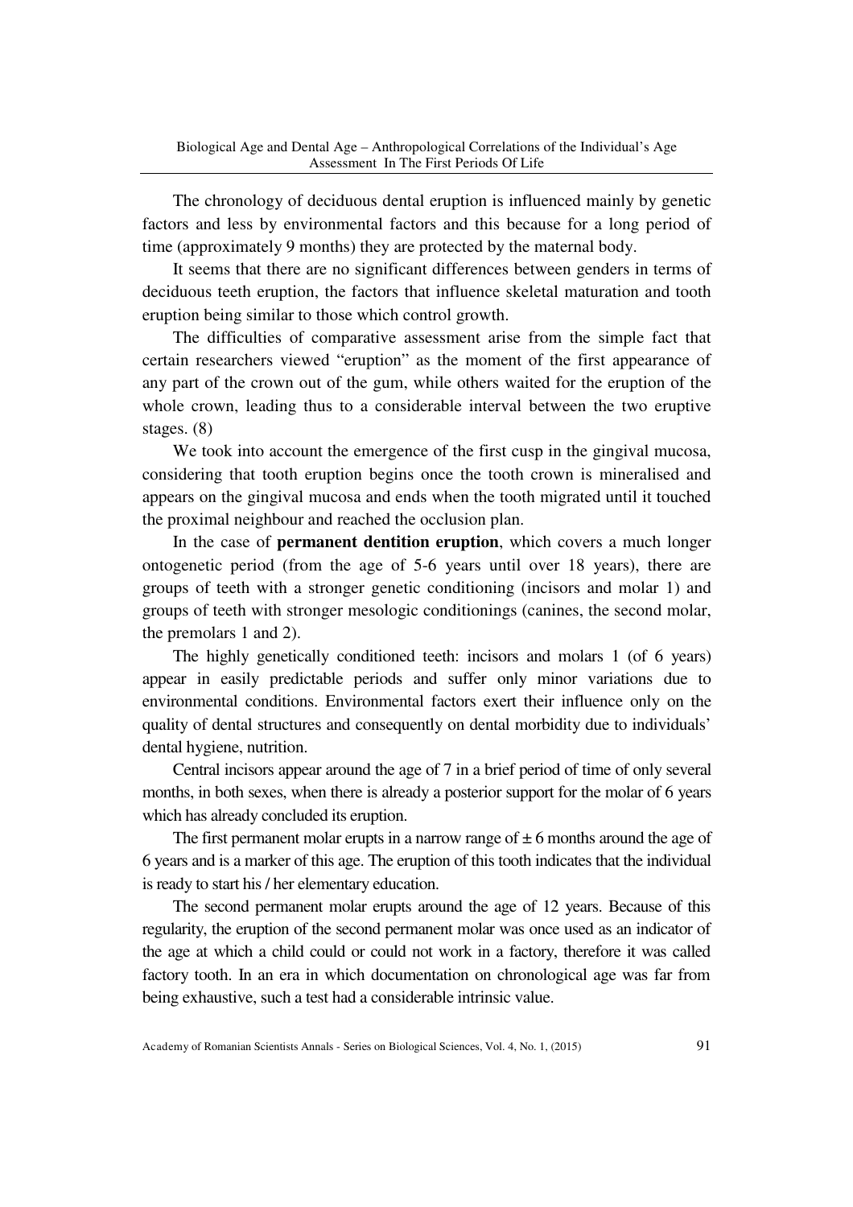The chronology of deciduous dental eruption is influenced mainly by genetic factors and less by environmental factors and this because for a long period of time (approximately 9 months) they are protected by the maternal body.

It seems that there are no significant differences between genders in terms of deciduous teeth eruption, the factors that influence skeletal maturation and tooth eruption being similar to those which control growth.

The difficulties of comparative assessment arise from the simple fact that certain researchers viewed "eruption" as the moment of the first appearance of any part of the crown out of the gum, while others waited for the eruption of the whole crown, leading thus to a considerable interval between the two eruptive stages. (8)

We took into account the emergence of the first cusp in the gingival mucosa, considering that tooth eruption begins once the tooth crown is mineralised and appears on the gingival mucosa and ends when the tooth migrated until it touched the proximal neighbour and reached the occlusion plan.

In the case of **permanent dentition eruption**, which covers a much longer ontogenetic period (from the age of 5-6 years until over 18 years), there are groups of teeth with a stronger genetic conditioning (incisors and molar 1) and groups of teeth with stronger mesologic conditionings (canines, the second molar, the premolars 1 and 2).

The highly genetically conditioned teeth: incisors and molars 1 (of 6 years) appear in easily predictable periods and suffer only minor variations due to environmental conditions. Environmental factors exert their influence only on the quality of dental structures and consequently on dental morbidity due to individuals' dental hygiene, nutrition.

Central incisors appear around the age of 7 in a brief period of time of only several months, in both sexes, when there is already a posterior support for the molar of 6 years which has already concluded its eruption.

The first permanent molar erupts in a narrow range of ± 6 months around the age of 6 years and is a marker of this age. The eruption of this tooth indicates that the individual is ready to start his / her elementary education.

The second permanent molar erupts around the age of 12 years. Because of this regularity, the eruption of the second permanent molar was once used as an indicator of the age at which a child could or could not work in a factory, therefore it was called factory tooth. In an era in which documentation on chronological age was far from being exhaustive, such a test had a considerable intrinsic value.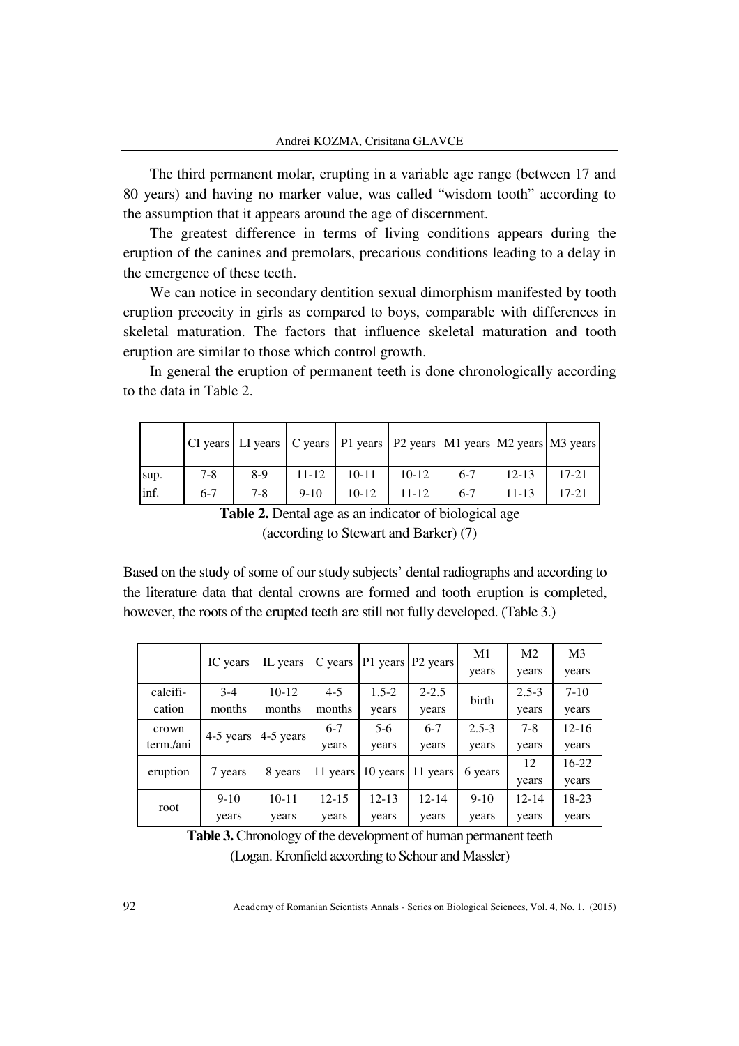The third permanent molar, erupting in a variable age range (between 17 and 80 years) and having no marker value, was called "wisdom tooth" according to the assumption that it appears around the age of discernment.

The greatest difference in terms of living conditions appears during the eruption of the canines and premolars, precarious conditions leading to a delay in the emergence of these teeth.

We can notice in secondary dentition sexual dimorphism manifested by tooth eruption precocity in girls as compared to boys, comparable with differences in skeletal maturation. The factors that influence skeletal maturation and tooth eruption are similar to those which control growth.

In general the eruption of permanent teeth is done chronologically according to the data in Table 2.

| | CI years | LI years | C years | P1 years | P2 years | M1 years | M2 years | M3 years |
|---|---|---|---|---|---|---|---|---|
| sup. | 7-8 | 8-9 | 11-12 | 10-11 | 10-12 | 6-7 | 12-13 | 17-21 |
| inf. | 6-7 | 7-8 | 9-10 | 10-12 | 11-12 | 6-7 | 11-13 | 17-21 |

**Table 2.** Dental age as an indicator of biological age (according to Stewart and Barker) (7)

Based on the study of some of our study subjects' dental radiographs and according to the literature data that dental crowns are formed and tooth eruption is completed, however, the roots of the erupted teeth are still not fully developed. (Table 3.)

| | IC years | IL years | C years | P1 years | P2 years | M1 years | M2 years | M3 years |
|---|---|---|---|---|---|---|---|---|
| calcification | 3-4 months | 10-12 months | 4-5 months | 1.5-2 years | 2-2.5 years | birth | 2.5-3 years | 7-10 years |
| crown term./ani | 4-5 years | 4-5 years | 6-7 years | 5-6 years | 6-7 years | 2.5-3 years | 7-8 years | 12-16 years |
| eruption | 7 years | 8 years | 11 years | 10 years | 11 years | 6 years | 12 years | 16-22 years |
| root | 9-10 years | 10-11 years | 12-15 years | 12-13 years | 12-14 years | 9-10 years | 12-14 years | 18-23 years |

**Table 3.** Chronology of the development of human permanent teeth (Logan. Kronfield according to Schour and Massler)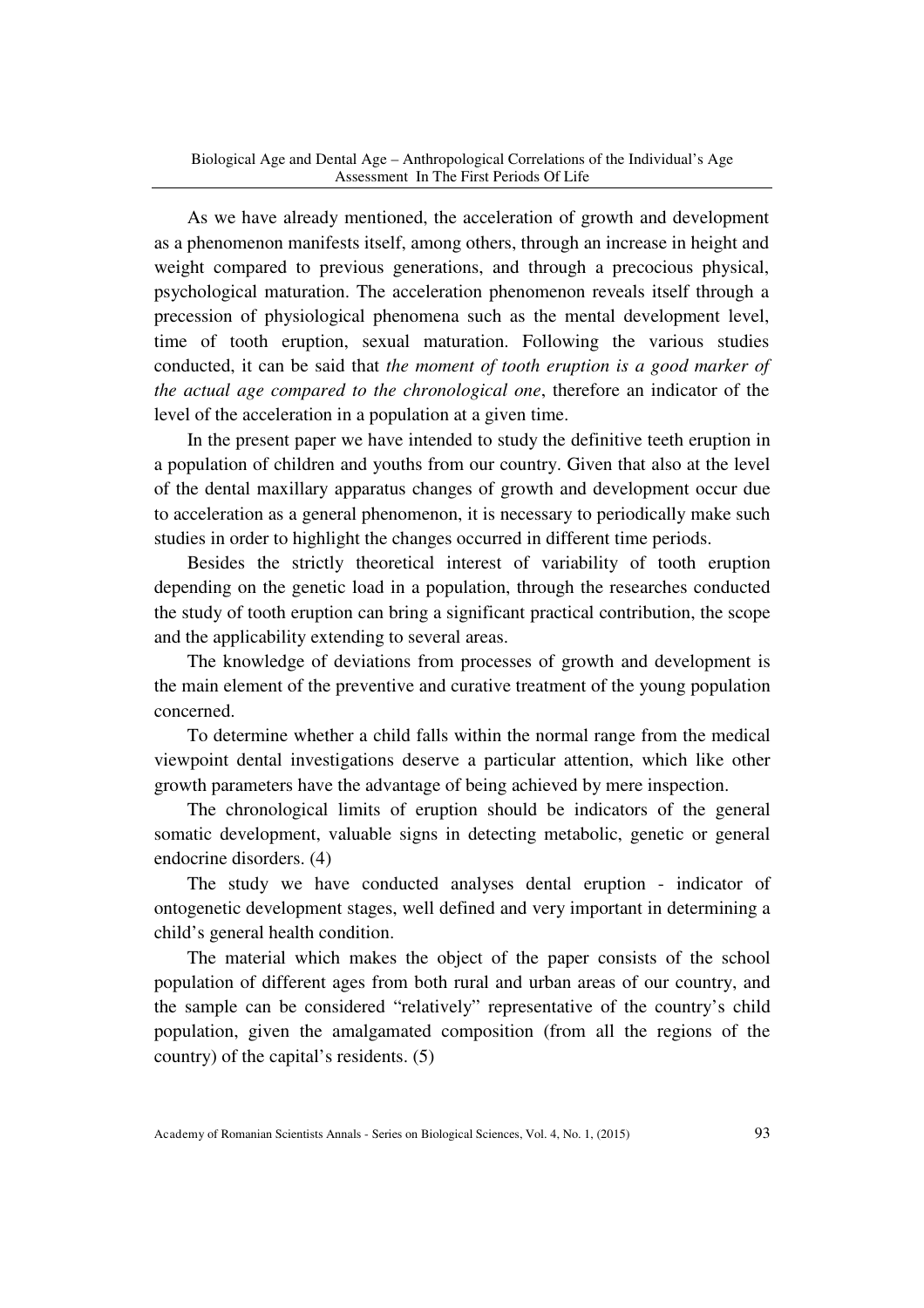As we have already mentioned, the acceleration of growth and development as a phenomenon manifests itself, among others, through an increase in height and weight compared to previous generations, and through a precocious physical, psychological maturation. The acceleration phenomenon reveals itself through a precession of physiological phenomena such as the mental development level, time of tooth eruption, sexual maturation. Following the various studies conducted, it can be said that *the moment of tooth eruption is a good marker of the actual age compared to the chronological one*, therefore an indicator of the level of the acceleration in a population at a given time.

In the present paper we have intended to study the definitive teeth eruption in a population of children and youths from our country. Given that also at the level of the dental maxillary apparatus changes of growth and development occur due to acceleration as a general phenomenon, it is necessary to periodically make such studies in order to highlight the changes occurred in different time periods.

Besides the strictly theoretical interest of variability of tooth eruption depending on the genetic load in a population, through the researches conducted the study of tooth eruption can bring a significant practical contribution, the scope and the applicability extending to several areas.

The knowledge of deviations from processes of growth and development is the main element of the preventive and curative treatment of the young population concerned.

To determine whether a child falls within the normal range from the medical viewpoint dental investigations deserve a particular attention, which like other growth parameters have the advantage of being achieved by mere inspection.

The chronological limits of eruption should be indicators of the general somatic development, valuable signs in detecting metabolic, genetic or general endocrine disorders. (4)

The study we have conducted analyses dental eruption - indicator of ontogenetic development stages, well defined and very important in determining a child's general health condition.

The material which makes the object of the paper consists of the school population of different ages from both rural and urban areas of our country, and the sample can be considered "relatively" representative of the country's child population, given the amalgamated composition (from all the regions of the country) of the capital's residents. (5)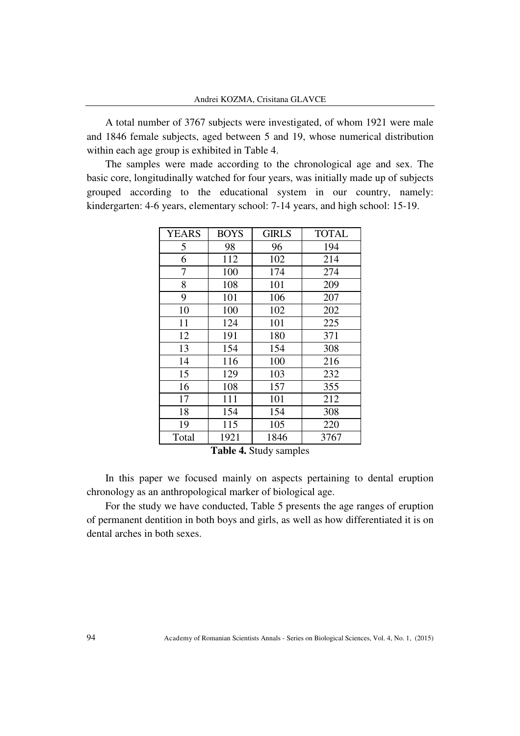A total number of 3767 subjects were investigated, of whom 1921 were male and 1846 female subjects, aged between 5 and 19, whose numerical distribution within each age group is exhibited in Table 4.

The samples were made according to the chronological age and sex. The basic core, longitudinally watched for four years, was initially made up of subjects grouped according to the educational system in our country, namely: kindergarten: 4-6 years, elementary school: 7-14 years, and high school: 15-19.

| YEARS | BOYS | GIRLS | TOTAL |
|---|---|---|---|
| 5 | 98 | 96 | 194 |
| 6 | 112 | 102 | 214 |
| 7 | 100 | 174 | 274 |
| 8 | 108 | 101 | 209 |
| 9 | 101 | 106 | 207 |
| 10 | 100 | 102 | 202 |
| 11 | 124 | 101 | 225 |
| 12 | 191 | 180 | 371 |
| 13 | 154 | 154 | 308 |
| 14 | 116 | 100 | 216 |
| 15 | 129 | 103 | 232 |
| 16 | 108 | 157 | 355 |
| 17 | 111 | 101 | 212 |
| 18 | 154 | 154 | 308 |
| 19 | 115 | 105 | 220 |
| Total | 1921 | 1846 | 3767 |

**Table 4.** Study samples

In this paper we focused mainly on aspects pertaining to dental eruption chronology as an anthropological marker of biological age.

For the study we have conducted, Table 5 presents the age ranges of eruption of permanent dentition in both boys and girls, as well as how differentiated it is on dental arches in both sexes.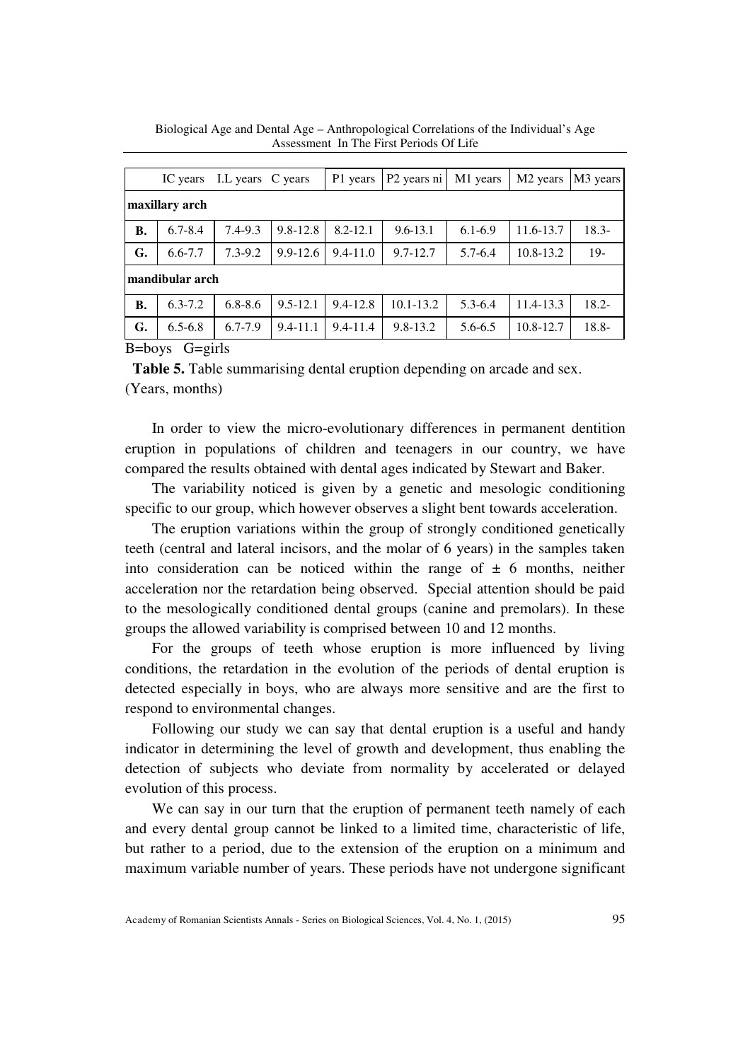| | IC years | I.L years | C years | P1 years | P2 years ni | M1 years | M2 years | M3 years |
|---|---|---|---|---|---|---|---|---|
| **maxillary arch** | | | | | | | | |
| **B.** | 6.7-8.4 | 7.4-9.3 | 9.8-12.8 | 8.2-12.1 | 9.6-13.1 | 6.1-6.9 | 11.6-13.7 | 18.3- |
| **G.** | 6.6-7.7 | 7.3-9.2 | 9.9-12.6 | 9.4-11.0 | 9.7-12.7 | 5.7-6.4 | 10.8-13.2 | 19- |
| **mandibular arch** | | | | | | | | |
| **B.** | 6.3-7.2 | 6.8-8.6 | 9.5-12.1 | 9.4-12.8 | 10.1-13.2 | 5.3-6.4 | 11.4-13.3 | 18.2- |
| **G.** | 6.5-6.8 | 6.7-7.9 | 9.4-11.1 | 9.4-11.4 | 9.8-13.2 | 5.6-6.5 | 10.8-12.7 | 18.8- |

B=boys G=girls

**Table 5.** Table summarising dental eruption depending on arcade and sex. (Years, months)

In order to view the micro-evolutionary differences in permanent dentition eruption in populations of children and teenagers in our country, we have compared the results obtained with dental ages indicated by Stewart and Baker.

The variability noticed is given by a genetic and mesologic conditioning specific to our group, which however observes a slight bent towards acceleration.

The eruption variations within the group of strongly conditioned genetically teeth (central and lateral incisors, and the molar of 6 years) in the samples taken into consideration can be noticed within the range of ± 6 months, neither acceleration nor the retardation being observed. Special attention should be paid to the mesologically conditioned dental groups (canine and premolars). In these groups the allowed variability is comprised between 10 and 12 months.

For the groups of teeth whose eruption is more influenced by living conditions, the retardation in the evolution of the periods of dental eruption is detected especially in boys, who are always more sensitive and are the first to respond to environmental changes.

Following our study we can say that dental eruption is a useful and handy indicator in determining the level of growth and development, thus enabling the detection of subjects who deviate from normality by accelerated or delayed evolution of this process.

We can say in our turn that the eruption of permanent teeth namely of each and every dental group cannot be linked to a limited time, characteristic of life, but rather to a period, due to the extension of the eruption on a minimum and maximum variable number of years. These periods have not undergone significant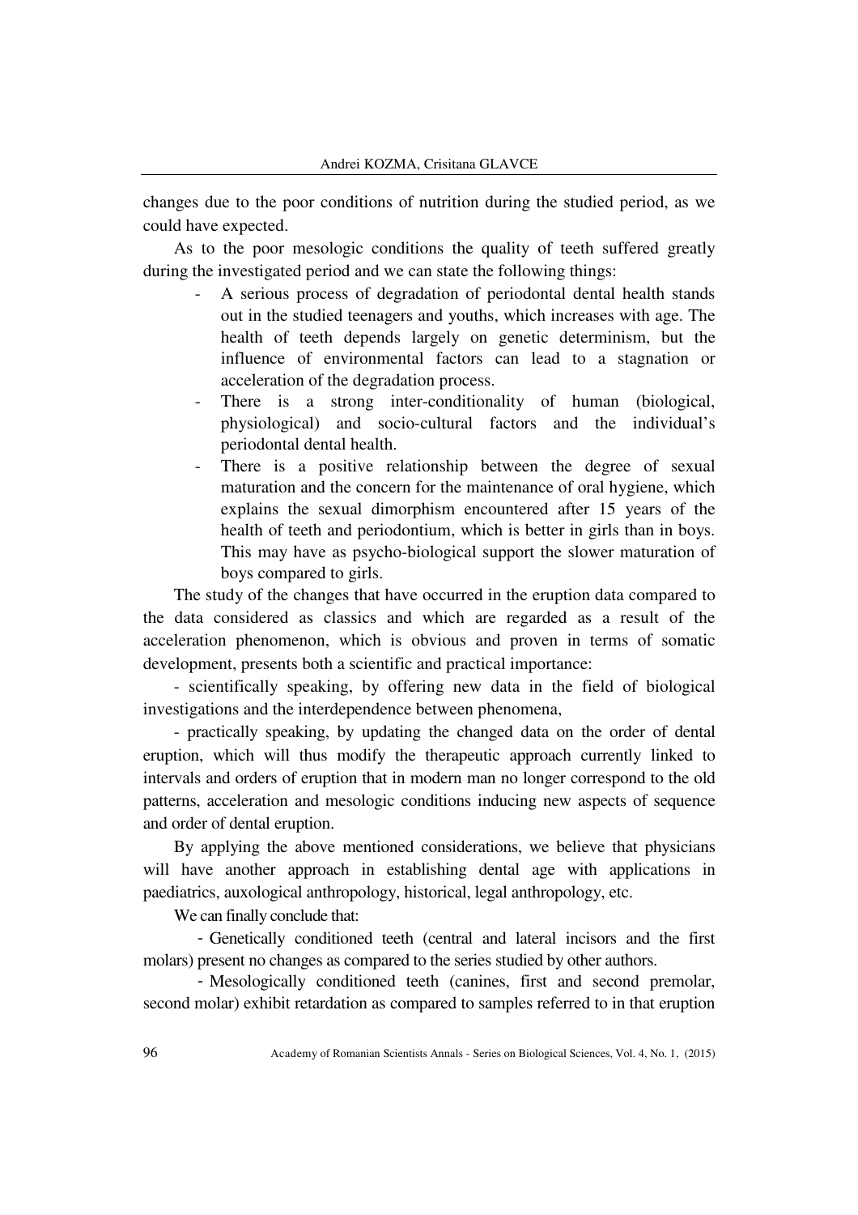changes due to the poor conditions of nutrition during the studied period, as we could have expected.

As to the poor mesologic conditions the quality of teeth suffered greatly during the investigated period and we can state the following things:

- A serious process of degradation of periodontal dental health stands out in the studied teenagers and youths, which increases with age. The health of teeth depends largely on genetic determinism, but the influence of environmental factors can lead to a stagnation or acceleration of the degradation process.
- There is a strong inter-conditionality of human (biological, physiological) and socio-cultural factors and the individual's periodontal dental health.
- There is a positive relationship between the degree of sexual maturation and the concern for the maintenance of oral hygiene, which explains the sexual dimorphism encountered after 15 years of the health of teeth and periodontium, which is better in girls than in boys. This may have as psycho-biological support the slower maturation of boys compared to girls.

The study of the changes that have occurred in the eruption data compared to the data considered as classics and which are regarded as a result of the acceleration phenomenon, which is obvious and proven in terms of somatic development, presents both a scientific and practical importance:

- scientifically speaking, by offering new data in the field of biological investigations and the interdependence between phenomena,

- practically speaking, by updating the changed data on the order of dental eruption, which will thus modify the therapeutic approach currently linked to intervals and orders of eruption that in modern man no longer correspond to the old patterns, acceleration and mesologic conditions inducing new aspects of sequence and order of dental eruption.

By applying the above mentioned considerations, we believe that physicians will have another approach in establishing dental age with applications in paediatrics, auxological anthropology, historical, legal anthropology, etc.

We can finally conclude that:

- Genetically conditioned teeth (central and lateral incisors and the first molars) present no changes as compared to the series studied by other authors.

- Mesologically conditioned teeth (canines, first and second premolar, second molar) exhibit retardation as compared to samples referred to in that eruption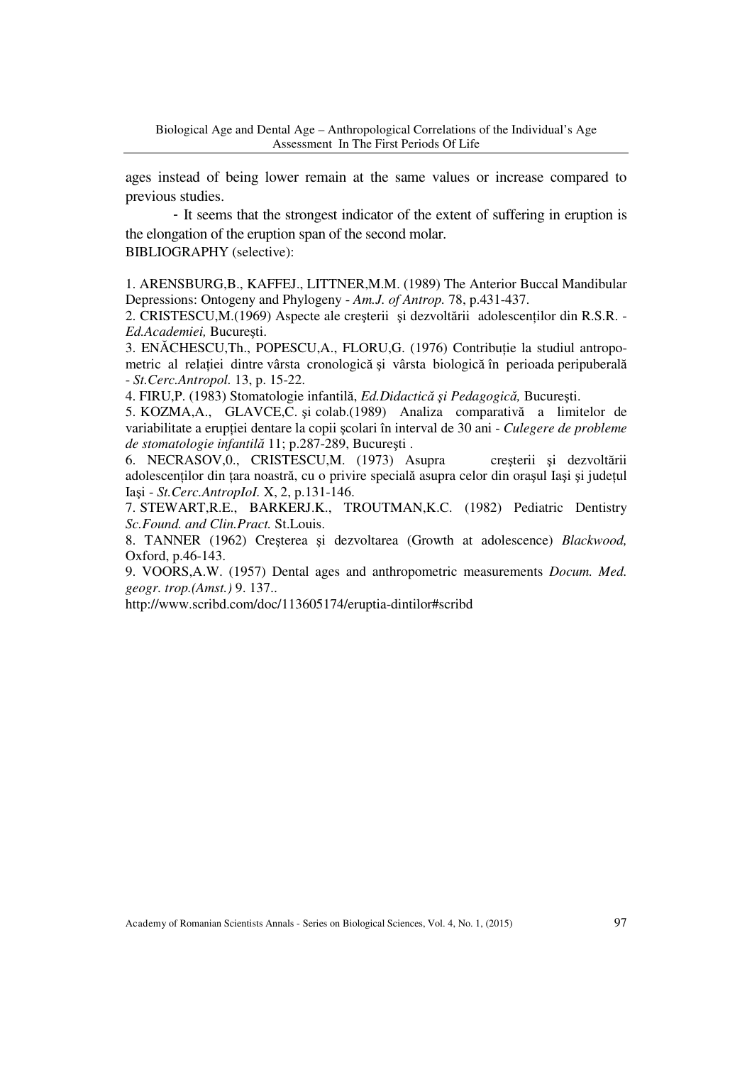ages instead of being lower remain at the same values or increase compared to previous studies.

- It seems that the strongest indicator of the extent of suffering in eruption is the elongation of the eruption span of the second molar.

BIBLIOGRAPHY (selective):

1. ARENSBURG,B., KAFFEJ., LITTNER,M.M. (1989) The Anterior Buccal Mandibular Depressions: Ontogeny and Phylogeny - *Am.J. of Antrop.* 78, p.431-437.
2. CRISTESCU,M.(1969) Aspecte ale creşterii şi dezvoltării adolescenților din R.S.R. - *Ed.Academiei,* Bucureşti.
3. ENĂCHESCU,Th., POPESCU,A., FLORU,G. (1976) Contribuție la studiul antropometric al relației dintre vârsta cronologică și vârsta biologică în perioada peripuberală - *St.Cerc.Antropol.* 13, p. 15-22.
4. FIRU,P. (1983) Stomatologie infantilă, *Ed.Didactică şi Pedagogică,* Bucureşti.
5. KOZMA,A., GLAVCE,C. şi colab.(1989) Analiza comparativă a limitelor de variabilitate a erupției dentare la copii şcolari în interval de 30 ani - *Culegere de probleme de stomatologie infantilă* 11; p.287-289, Bucureşti .
6. NECRASOV,0., CRISTESCU,M. (1973) Asupra creşterii şi dezvoltării adolescenților din țara noastră, cu o privire specială asupra celor din oraşul Iaşi și județul Iaşi - *St.Cerc.AntropIoI.* X, 2, p.131-146.
7. STEWART,R.E., BARKERJ.K., TROUTMAN,K.C. (1982) Pediatric Dentistry *Sc.Found. and Clin.Pract.* St.Louis.
8. TANNER (1962) Creşterea şi dezvoltarea (Growth at adolescence) *Blackwood,* Oxford, p.46-143.
9. VOORS,A.W. (1957) Dental ages and anthropometric measurements *Docum. Med. geogr. trop.(Amst.)* 9. 137..

http://www.scribd.com/doc/113605174/eruptia-dintilor#scribd